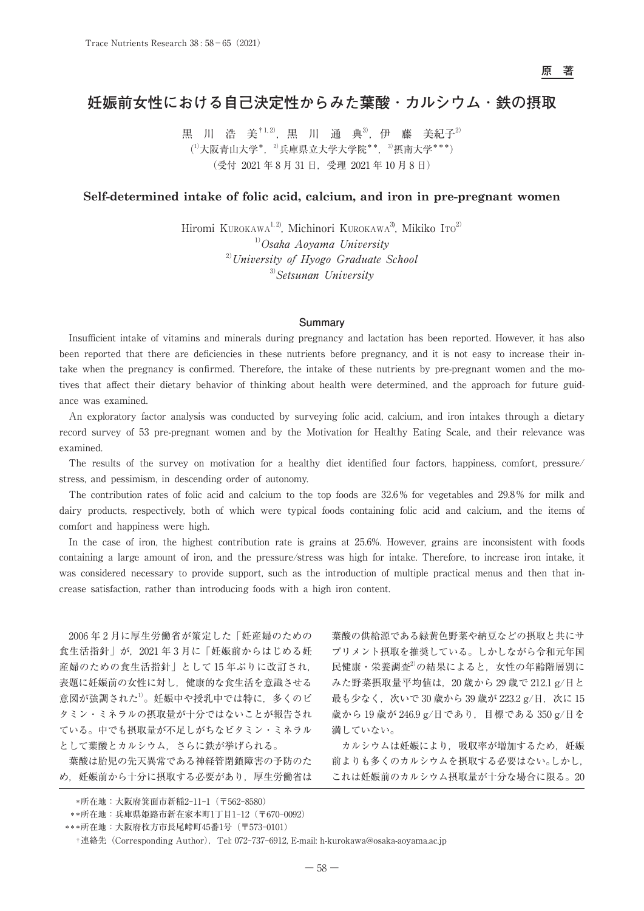原　著

# 妊娠前女性における自己決定性からみた葉酸・カルシウム・鉄の摂取

黒　川　浩　美[†1,2]，黒　川　通　典[3]，伊　藤　美紀子[2]

([1]大阪青山大学*，[2]兵庫県立大学大学院**，[3]摂南大学***)

（受付 2021 年 8 月 31 日，受理 2021 年 10 月 8 日）

## Self-determined intake of folic acid, calcium, and iron in pre-pregnant women

Hiromi Kurokawa[1,2], Michinori Kurokawa[3], Mikiko Ito[2]

[1]*Osaka Aoyama University*

[2]*University of Hyogo Graduate School*

[3]*Setsunan University*

### Summary

Insufficient intake of vitamins and minerals during pregnancy and lactation has been reported. However, it has also been reported that there are deficiencies in these nutrients before pregnancy, and it is not easy to increase their intake when the pregnancy is confirmed. Therefore, the intake of these nutrients by pre-pregnant women and the motives that affect their dietary behavior of thinking about health were determined, and the approach for future guidance was examined.

An exploratory factor analysis was conducted by surveying folic acid, calcium, and iron intakes through a dietary record survey of 53 pre-pregnant women and by the Motivation for Healthy Eating Scale, and their relevance was examined.

The results of the survey on motivation for a healthy diet identified four factors, happiness, comfort, pressure/stress, and pessimism, in descending order of autonomy.

The contribution rates of folic acid and calcium to the top foods are 32.6% for vegetables and 29.8% for milk and dairy products, respectively, both of which were typical foods containing folic acid and calcium, and the items of comfort and happiness were high.

In the case of iron, the highest contribution rate is grains at 25.6%. However, grains are inconsistent with foods containing a large amount of iron, and the pressure/stress was high for intake. Therefore, to increase iron intake, it was considered necessary to provide support, such as the introduction of multiple practical menus and then that increase satisfaction, rather than introducing foods with a high iron content.

2006 年 2 月に厚生労働省が策定した「妊産婦のための食生活指針」が，2021 年 3 月に「妊娠前からはじめる妊産婦のための食生活指針」として 15 年ぶりに改訂され，表題に妊娠前の女性に対し，健康的な食生活を意識させる意図が強調された[1]。妊娠中や授乳中では特に，多くのビタミン・ミネラルの摂取量が十分ではないことが報告されている。中でも摂取量が不足しがちなビタミン・ミネラルとして葉酸とカルシウム，さらに鉄が挙げられる。

葉酸は胎児の先天異常である神経管閉鎖障害の予防のため，妊娠前から十分に摂取する必要があり，厚生労働省は葉酸の供給源である緑黄色野菜や納豆などの摂取と共にサプリメント摂取を推奨している。しかしながら令和元年国民健康・栄養調査[2]の結果によると，女性の年齢階層別にみた野菜摂取量平均値は，20 歳から 29 歳で 212.1 g/日と最も少なく，次いで 30 歳から 39 歳が 223.2 g/日，次に 15 歳から 19 歳が 246.9 g/日であり，目標である 350 g/日を満していない。

カルシウムは妊娠により，吸収率が増加するため，妊娠前よりも多くのカルシウムを摂取する必要はない。しかし，これは妊娠前のカルシウム摂取量が十分な場合に限る。20

*所在地：大阪府箕面市新稲2-11-1（〒562-8580）

**所在地：兵庫県姫路市新在家本町1丁目1-12（〒670-0092）

***所在地：大阪府枚方市長尾峠町45番1号（〒573-0101）

†連絡先（Corresponding Author），Tel: 072-737-6912, E-mail: h-kurokawa@osaka-aoyama.ac.jp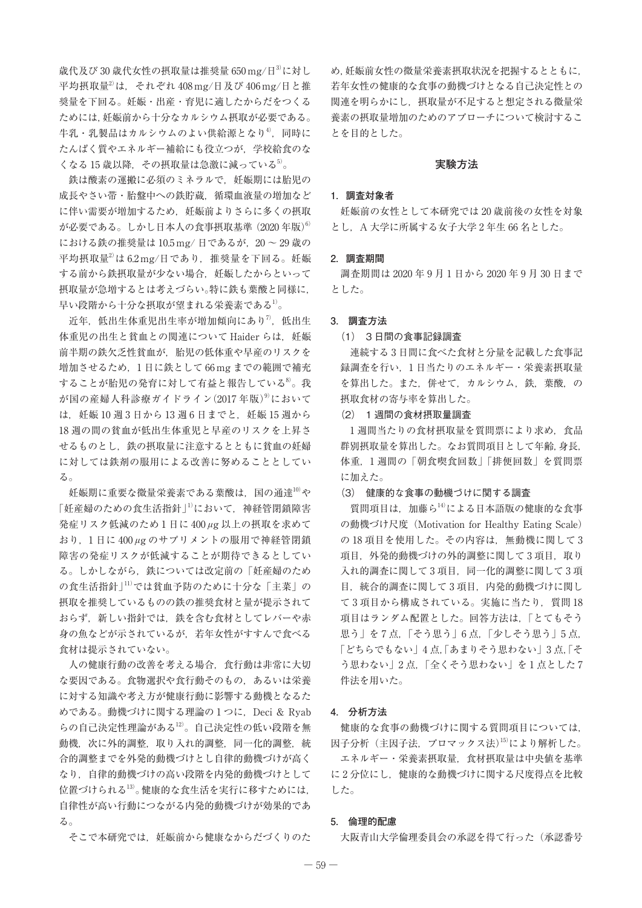歳代及び 30 歳代女性の摂取量は推奨量 650 mg/日[3]に対し平均摂取量[2]は，それぞれ 408 mg/日及び 406 mg/日と推奨量を下回る。妊娠・出産・育児に適したからだをつくるためには，妊娠前から十分なカルシウム摂取が必要である。牛乳・乳製品はカルシウムのよい供給源となり[4]，同時にたんぱく質やエネルギー補給にも役立つが，学校給食のなくなる 15 歳以降，その摂取量は急激に減っている[5]。

鉄は酸素の運搬に必須のミネラルで，妊娠期には胎児の成長やさい帯・胎盤中への鉄貯蔵，循環血液量の増加などに伴い需要が増加するため，妊娠前よりさらに多くの摂取が必要である。しかし日本人の食事摂取基準（2020 年版）[6]における鉄の推奨量は 10.5 mg/ 日であるが，20 ～ 29 歳の平均摂取量[2]は 6.2 mg/日であり，推奨量を下回る。妊娠する前から鉄摂取量が少ない場合，妊娠したからといって摂取量が急増するとは考えづらい。特に鉄も葉酸と同様に，早い段階から十分な摂取が望まれる栄養素である[1]。

近年，低出生体重児出生率が増加傾向にあり[7]，低出生体重児の出生と貧血との関連について Haider らは，妊娠前半期の鉄欠乏性貧血が，胎児の低体重や早産のリスクを増加させるため，1 日に鉄として 66 mg までの範囲で補充することが胎児の発育に対して有益と報告している[8]。我が国の産婦人科診療ガイドライン（2017 年版）[9]においては，妊娠 10 週 3 日から 13 週 6 日までと，妊娠 15 週から 18 週の間の貧血が低出生体重児と早産のリスクを上昇させるものとし，鉄の摂取量に注意するとともに貧血の妊婦に対しては鉄剤の服用による改善に努めることとしている。

妊娠期に重要な微量栄養素である葉酸は，国の通達[10]や「妊産婦のための食生活指針」[1]において，神経管閉鎖障害発症リスク低減のため 1 日に 400 μg 以上の摂取を求めており，1 日に 400 μg のサプリメントの服用で神経管閉鎖障害の発症リスクが低減することが期待できるとしている。しかしながら，鉄については改定前の「妊産婦のための食生活指針」[11]では貧血予防のために十分な「主菜」の摂取を推奨しているものの鉄の推奨食材と量が提示されておらず，新しい指針では，鉄を含む食材としてレバーや赤身の魚などが示されているが，若年女性がすすんで食べる食材は提示されていない。

人の健康行動の改善を考える場合，食行動は非常に大切な要因である。食物選択や食行動そのもの，あるいは栄養に対する知識や考え方が健康行動に影響する動機となるためである。動機づけに関する理論の 1 つに，Deci & Ryab らの自己決定性理論がある[12]。自己決定性の低い段階を無動機，次に外的調整，取り入れ的調整，同一化的調整，統合的調整までを外発的動機づけとし自律的動機づけが高くなり，自律的動機づけの高い段階を内発的動機づけとして位置づけられる[13]。健康的な食生活を実行に移すためには，自律性が高い行動につながる内発的動機づけが効果的である。

そこで本研究では，妊娠前から健康なからだづくりのため，妊娠前女性の微量栄養素摂取状況を把握するとともに，若年女性の健康的な食事の動機づけとなる自己決定性との関連を明らかにし，摂取量が不足すると想定される微量栄養素の摂取量増加のためのアプローチについて検討することを目的とした。

## 実験方法

### 1．調査対象者

妊娠前の女性として本研究では 20 歳前後の女性を対象とし，A 大学に所属する女子大学 2 年生 66 名とした。

### 2．調査期間

調査期間は 2020 年 9 月 1 日から 2020 年 9 月 30 日までとした。

### 3．調査方法

#### （1） 3 日間の食事記録調査

連続する 3 日間に食べた食材と分量を記載した食事記録調査を行い，1 日当たりのエネルギー・栄養素摂取量を算出した。また，併せて，カルシウム，鉄，葉酸，の摂取食材の寄与率を算出した。

#### （2） 1 週間の食材摂取量調査

1 週間当たりの食材摂取量を質問票により求め，食品群別摂取量を算出した。なお質問項目として年齢，身長，体重，1 週間の「朝食喫食回数」「排便回数」を質問票に加えた。

#### （3） 健康的な食事の動機づけに関する調査

質問項目は，加藤ら[14]による日本語版の健康的な食事の動機づけ尺度（Motivation for Healthy Eating Scale）の 18 項目を使用した。その内容は，無動機に関して 3 項目，外発的動機づけの外的調整に関して 3 項目，取り入れ的調査に関して 3 項目，同一化的調整に関して 3 項目，統合的調査に関して 3 項目，内発的動機づけに関して 3 項目から構成されている。実施に当たり，質問 18 項目はランダム配置とした。回答方法は，「とてもそう思う」を 7 点，「そう思う」6 点，「少しそう思う」5 点，「どちらでもない」4 点，「あまりそう思わない」3 点，「そう思わない」2 点，「全くそう思わない」を 1 点とした 7 件法を用いた。

### 4．分析方法

健康的な食事の動機づけに関する質問項目については，因子分析（主因子法，プロマックス法）[15]により解析した。

エネルギー・栄養素摂取量，食材摂取量は中央値を基準に 2 分位にし，健康的な動機づけに関する尺度得点を比較した。

### 5．倫理的配慮

大阪青山大学倫理委員会の承認を得て行った（承認番号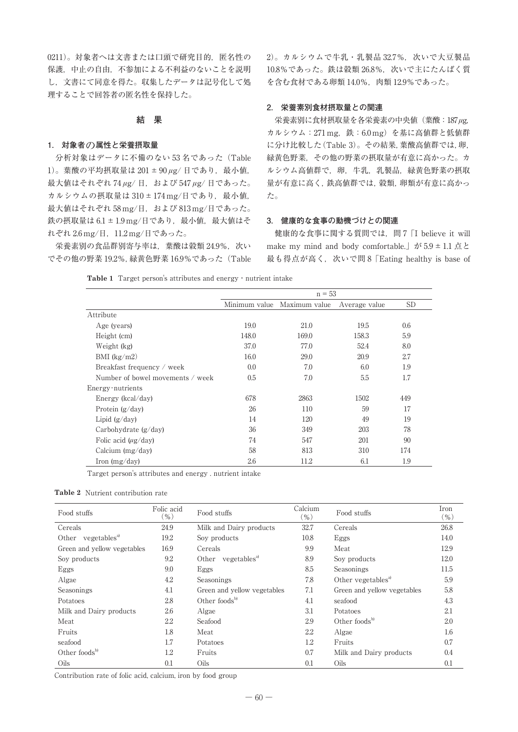0211)。対象者へは文書または口頭で研究目的，匿名性の保護，中止の自由，不参加による不利益のないことを説明し，文書にて同意を得た。収集したデータは記号化して処理することで回答者の匿名性を保持した。

## 結　果

### 1. 対象者の属性と栄養摂取量

分析対象はデータに不備のない 53 名であった（Table 1）。葉酸の平均摂取量は 201 ± 90 μg/ 日であり，最小値，最大値はそれぞれ 74 μg/ 日，および 547 μg/ 日であった。カルシウムの摂取量は 310 ± 174 mg/日であり，最小値，最大値はそれぞれ 58 mg/日，および 813 mg/日であった。鉄の摂取量は 6.1 ± 1.9 mg/日であり，最小値，最大値はそれぞれ 2.6 mg/日，11.2 mg/日であった。

栄養素別の食品群別寄与率は，葉酸は穀類 24.9%，次いでその他の野菜 19.2%，緑黄色野菜 16.9%であった（Table 2）。カルシウムで牛乳・乳製品 32.7%，次いで大豆製品 10.8%であった。鉄は穀類 26.8%，次いで主にたんぱく質を含む食材である卵類 14.0%，肉類 12.9%であった。

### 2. 栄養素別食材摂取量との関連

栄養素別に食材摂取量を各栄養素の中央値（葉酸：187 μg，カルシウム：271 mg，鉄：6.0 mg）を基に高値群と低値群に分け比較した（Table 3）。その結果，葉酸高値群では，卵，緑黄色野菜，その他の野菜の摂取量が有意に高かった。カルシウム高値群で，卵，牛乳，乳製品，緑黄色野菜の摂取量が有意に高く，鉄高値群では，穀類，卵類が有意に高かった。

### 3. 健康的な食事の動機づけとの関連

健康的な食事に関する質問では，問 7「I believe it will make my mind and body comfortable.」が 5.9 ± 1.1 点と最も得点が高く，次いで問 8「Eating healthy is base of

**Table 1** Target person's attributes and energy・nutrient intake

| | n = 53 | | | |
|---|---|---|---|---|
| | Minimum value | Maximum value | Average value | SD |
| Attribute | | | | |
| Age (years) | 19.0 | 21.0 | 19.5 | 0.6 |
| Height (cm) | 148.0 | 169.0 | 158.3 | 5.9 |
| Weight (kg) | 37.0 | 77.0 | 52.4 | 8.0 |
| BMI (kg/m2) | 16.0 | 29.0 | 20.9 | 2.7 |
| Breakfast frequency / week | 0.0 | 7.0 | 6.0 | 1.9 |
| Number of bowel movements / week | 0.5 | 7.0 | 5.5 | 1.7 |
| Energy・nutrients | | | | |
| Energy (kcal/day) | 678 | 2863 | 1502 | 449 |
| Protein (g/day) | 26 | 110 | 59 | 17 |
| Lipid (g/day) | 14 | 120 | 49 | 19 |
| Carbohydrate (g/day) | 36 | 349 | 203 | 78 |
| Folic acid (μg/day) | 74 | 547 | 201 | 90 |
| Calcium (mg/day) | 58 | 813 | 310 | 174 |
| Iron (mg/day) | 2.6 | 11.2 | 6.1 | 1.9 |

Target person's attributes and energy . nutrient intake

**Table 2** Nutrient contribution rate

| Food stuffs | Folic acid (%) | Food stuffs | Calcium (%) | Food stuffs | Iron (%) |
|---|---|---|---|---|---|
| Cereals | 24.9 | Milk and Dairy products | 32.7 | Cereals | 26.8 |
| Other vegetables[a] | 19.2 | Soy products | 10.8 | Eggs | 14.0 |
| Green and yellow vegetables | 16.9 | Cereals | 9.9 | Meat | 12.9 |
| Soy products | 9.2 | Other vegetables[a] | 8.9 | Soy products | 12.0 |
| Eggs | 9.0 | Eggs | 8.5 | Seasonings | 11.5 |
| Algae | 4.2 | Seasonings | 7.8 | Other vegetables[a] | 5.9 |
| Seasonings | 4.1 | Green and yellow vegetables | 7.1 | Green and yellow vegetables | 5.8 |
| Potatoes | 2.8 | Other foods[b] | 4.1 | seafood | 4.3 |
| Milk and Dairy products | 2.6 | Algae | 3.1 | Potatoes | 2.1 |
| Meat | 2.2 | Seafood | 2.9 | Other foods[b] | 2.0 |
| Fruits | 1.8 | Meat | 2.2 | Algae | 1.6 |
| seafood | 1.7 | Potatoes | 1.2 | Fruits | 0.7 |
| Other foods[b] | 1.2 | Fruits | 0.7 | Milk and Dairy products | 0.4 |
| Oils | 0.1 | Oils | 0.1 | Oils | 0.1 |

Contribution rate of folic acid, calcium, iron by food group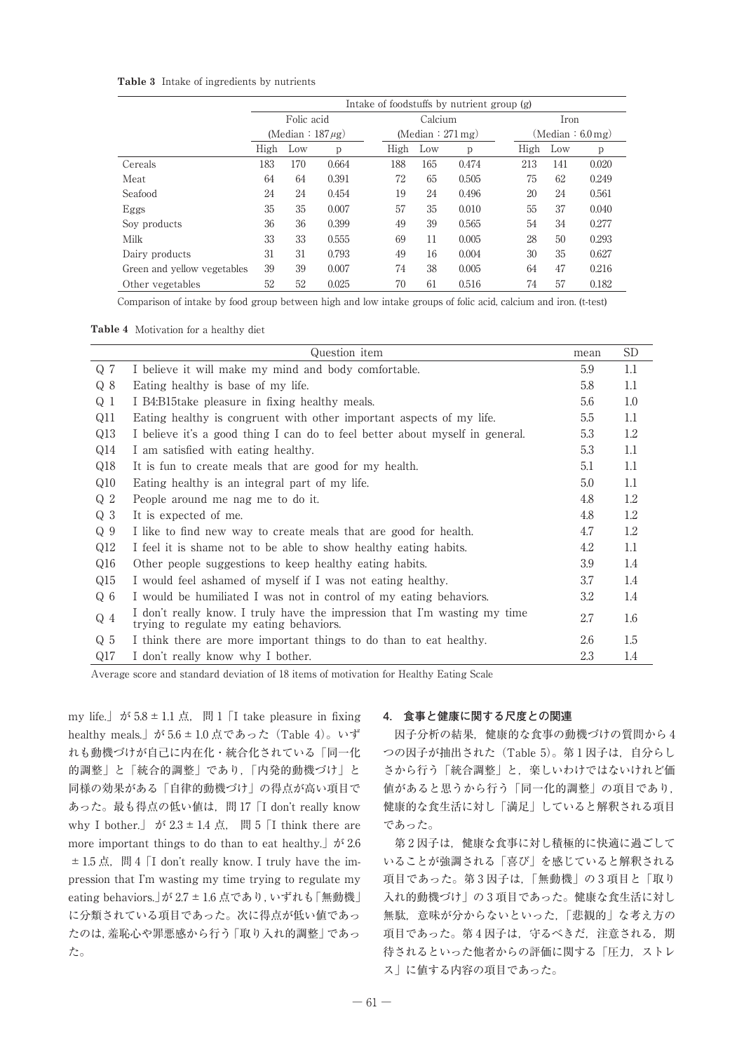**Table 3** Intake of ingredients by nutrients

| | Intake of foodstuffs by nutrient group (g) | | | | | | | | |
|---|---|---|---|---|---|---|---|---|---|
| | Folic acid (Median：187 μg) | | | Calcium (Median：271 mg) | | | Iron (Median：6.0 mg) | | |
| | High | Low | p | High | Low | p | High | Low | p |
| Cereals | 183 | 170 | 0.664 | 188 | 165 | 0.474 | 213 | 141 | 0.020 |
| Meat | 64 | 64 | 0.391 | 72 | 65 | 0.505 | 75 | 62 | 0.249 |
| Seafood | 24 | 24 | 0.454 | 19 | 24 | 0.496 | 20 | 24 | 0.561 |
| Eggs | 35 | 35 | 0.007 | 57 | 35 | 0.010 | 55 | 37 | 0.040 |
| Soy products | 36 | 36 | 0.399 | 49 | 39 | 0.565 | 54 | 34 | 0.277 |
| Milk | 33 | 33 | 0.555 | 69 | 11 | 0.005 | 28 | 50 | 0.293 |
| Dairy products | 31 | 31 | 0.793 | 49 | 16 | 0.004 | 30 | 35 | 0.627 |
| Green and yellow vegetables | 39 | 39 | 0.007 | 74 | 38 | 0.005 | 64 | 47 | 0.216 |
| Other vegetables | 52 | 52 | 0.025 | 70 | 61 | 0.516 | 74 | 57 | 0.182 |

Comparison of intake by food group between high and low intake groups of folic acid, calcium and iron. (t-test)

**Table 4** Motivation for a healthy diet

| | Question item | mean | SD |
|---|---|---|---|
| Q 7 | I believe it will make my mind and body comfortable. | 5.9 | 1.1 |
| Q 8 | Eating healthy is base of my life. | 5.8 | 1.1 |
| Q 1 | I B4:B15take pleasure in fixing healthy meals. | 5.6 | 1.0 |
| Q11 | Eating healthy is congruent with other important aspects of my life. | 5.5 | 1.1 |
| Q13 | I believe it's a good thing I can do to feel better about myself in general. | 5.3 | 1.2 |
| Q14 | I am satisfied with eating healthy. | 5.3 | 1.1 |
| Q18 | It is fun to create meals that are good for my health. | 5.1 | 1.1 |
| Q10 | Eating healthy is an integral part of my life. | 5.0 | 1.1 |
| Q 2 | People around me nag me to do it. | 4.8 | 1.2 |
| Q 3 | It is expected of me. | 4.8 | 1.2 |
| Q 9 | I like to find new way to create meals that are good for health. | 4.7 | 1.2 |
| Q12 | I feel it is shame not to be able to show healthy eating habits. | 4.2 | 1.1 |
| Q16 | Other people suggestions to keep healthy eating habits. | 3.9 | 1.4 |
| Q15 | I would feel ashamed of myself if I was not eating healthy. | 3.7 | 1.4 |
| Q 6 | I would be humiliated I was not in control of my eating behaviors. | 3.2 | 1.4 |
| Q 4 | I don't really know. I truly have the impression that I'm wasting my time trying to regulate my eating behaviors. | 2.7 | 1.6 |
| Q 5 | I think there are more important things to do than to eat healthy. | 2.6 | 1.5 |
| Q17 | I don't really know why I bother. | 2.3 | 1.4 |

Average score and standard deviation of 18 items of motivation for Healthy Eating Scale

my life.」が 5.8 ± 1.1 点，問 1「I take pleasure in fixing healthy meals.」が 5.6 ± 1.0 点であった（Table 4）。いずれも動機づけが自己に内在化・統合化されている「同一化的調整」と「統合的調整」であり，「内発的動機づけ」と同様の効果がある「自律的動機づけ」の得点が高い項目であった。最も得点の低い値は，問 17「I don't really know why I bother.」が 2.3 ± 1.4 点，問 5「I think there are more important things to do than to eat healthy.」が 2.6 ± 1.5 点，問 4「I don't really know. I truly have the impression that I'm wasting my time trying to regulate my eating behaviors.」が 2.7 ± 1.6 点であり，いずれも「無動機」に分類されている項目であった。次に得点が低い値であったのは，羞恥心や罪悪感から行う「取り入れ的調整」であった。

### 4. 食事と健康に関する尺度との関連

因子分析の結果，健康的な食事の動機づけの質問から 4 つの因子が抽出された（Table 5）。第 1 因子は，自分らしさから行う「統合調整」と，楽しいわけではないけれど価値があると思うから行う「同一化的調整」の項目であり，健康的な食生活に対し「満足」していると解釈される項目であった。

第 2 因子は，健康な食事に対し積極的に快適に過ごしていることが強調される「喜び」を感じていると解釈される項目であった。第 3 因子は，「無動機」の 3 項目と「取り入れ的動機づけ」の 3 項目であった。健康な食生活に対し無駄，意味が分からないといった，「悲観的」な考え方の項目であった。第 4 因子は，守るべきだ，注意される，期待されるといった他者からの評価に関する「圧力，ストレス」に値する内容の項目であった。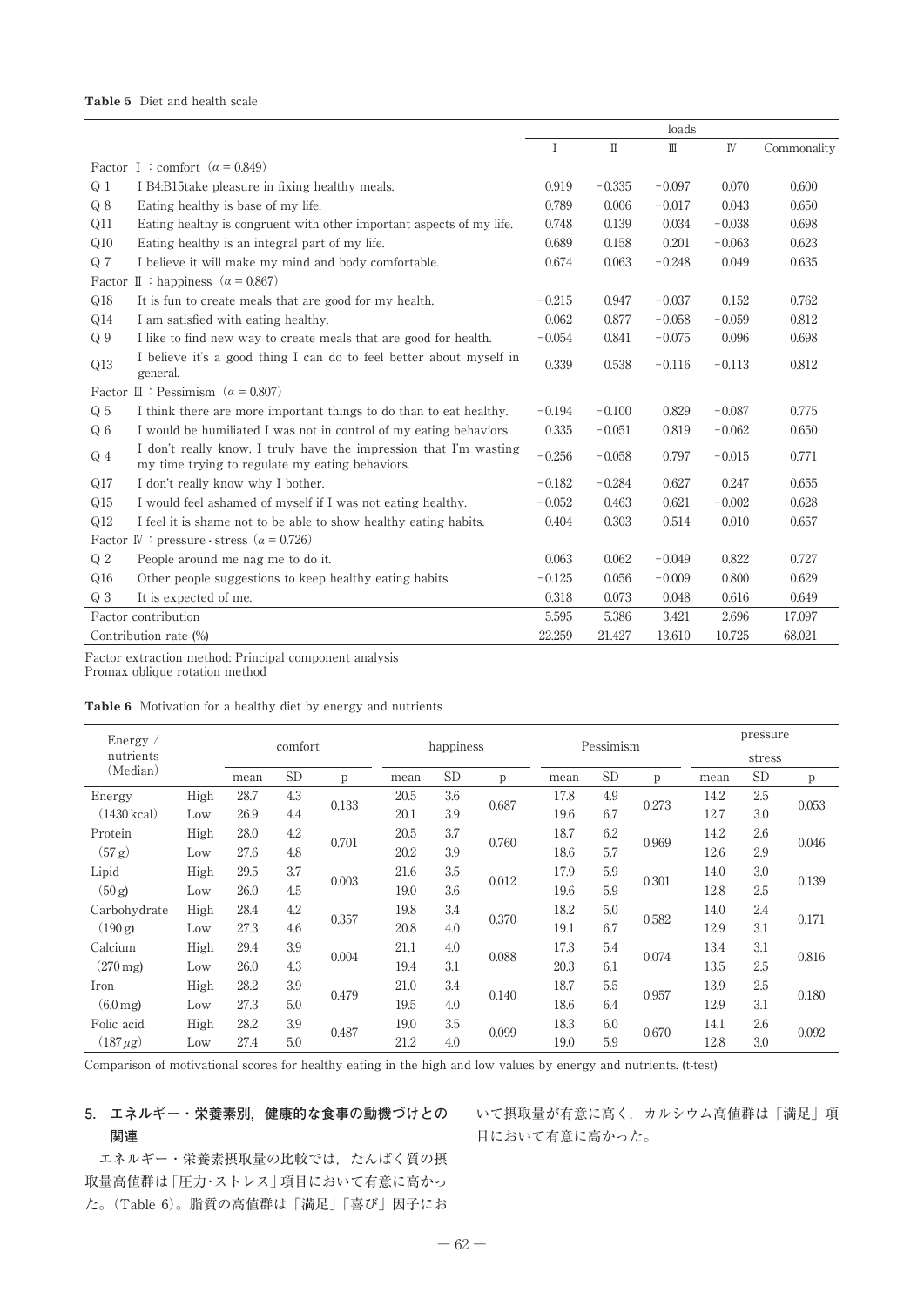**Table 5** Diet and health scale

| | | loads | | | | |
|---|---|---|---|---|---|---|
| | | Ⅰ | Ⅱ | Ⅲ | Ⅳ | Commonality |
| Factor Ⅰ：comfort （$\alpha = 0.849$） | | | | | | |
| Q 1 | I B4:B15take pleasure in fixing healthy meals. | 0.919 | −0.335 | −0.097 | 0.070 | 0.600 |
| Q 8 | Eating healthy is base of my life. | 0.789 | 0.006 | −0.017 | 0.043 | 0.650 |
| Q11 | Eating healthy is congruent with other important aspects of my life. | 0.748 | 0.139 | 0.034 | −0.038 | 0.698 |
| Q10 | Eating healthy is an integral part of my life. | 0.689 | 0.158 | 0.201 | −0.063 | 0.623 |
| Q 7 | I believe it will make my mind and body comfortable. | 0.674 | 0.063 | −0.248 | 0.049 | 0.635 |
| Factor Ⅱ：happiness （$\alpha = 0.867$） | | | | | | |
| Q18 | It is fun to create meals that are good for my health. | −0.215 | 0.947 | −0.037 | 0.152 | 0.762 |
| Q14 | I am satisfied with eating healthy. | 0.062 | 0.877 | −0.058 | −0.059 | 0.812 |
| Q 9 | I like to find new way to create meals that are good for health. | −0.054 | 0.841 | −0.075 | 0.096 | 0.698 |
| Q13 | I believe it's a good thing I can do to feel better about myself in general. | 0.339 | 0.538 | −0.116 | −0.113 | 0.812 |
| Factor Ⅲ：Pessimism （$\alpha = 0.807$） | | | | | | |
| Q 5 | I think there are more important things to do than to eat healthy. | −0.194 | −0.100 | 0.829 | −0.087 | 0.775 |
| Q 6 | I would be humiliated I was not in control of my eating behaviors. | 0.335 | −0.051 | 0.819 | −0.062 | 0.650 |
| Q 4 | I don't really know. I truly have the impression that I'm wasting my time trying to regulate my eating behaviors. | −0.256 | −0.058 | 0.797 | −0.015 | 0.771 |
| Q17 | I don't really know why I bother. | −0.182 | −0.284 | 0.627 | 0.247 | 0.655 |
| Q15 | I would feel ashamed of myself if I was not eating healthy. | −0.052 | 0.463 | 0.621 | −0.002 | 0.628 |
| Q12 | I feel it is shame not to be able to show healthy eating habits. | 0.404 | 0.303 | 0.514 | 0.010 | 0.657 |
| Factor Ⅳ：pressure・stress （$\alpha = 0.726$） | | | | | | |
| Q 2 | People around me nag me to do it. | 0.063 | 0.062 | −0.049 | 0.822 | 0.727 |
| Q16 | Other people suggestions to keep healthy eating habits. | −0.125 | 0.056 | −0.009 | 0.800 | 0.629 |
| Q 3 | It is expected of me. | 0.318 | 0.073 | 0.048 | 0.616 | 0.649 |
| Factor contribution | | 5.595 | 5.386 | 3.421 | 2.696 | 17.097 |
| Contribution rate (%) | | 22.259 | 21.427 | 13.610 | 10.725 | 68.021 |

Factor extraction method: Principal component analysis
Promax oblique rotation method

**Table 6** Motivation for a healthy diet by energy and nutrients

| Energy / nutrients (Median) | | comfort | | | happiness | | | Pessimism | | | pressure stress | | |
|---|---|---|---|---|---|---|---|---|---|---|---|---|---|
| | | mean | SD | p | mean | SD | p | mean | SD | p | mean | SD | p |
| Energy | High | 28.7 | 4.3 | 0.133 | 20.5 | 3.6 | 0.687 | 17.8 | 4.9 | 0.273 | 14.2 | 2.5 | 0.053 |
| (1430 kcal) | Low | 26.9 | 4.4 | | 20.1 | 3.9 | | 19.6 | 6.7 | | 12.7 | 3.0 | |
| Protein | High | 28.0 | 4.2 | 0.701 | 20.5 | 3.7 | 0.760 | 18.7 | 6.2 | 0.969 | 14.2 | 2.6 | 0.046 |
| (57 g) | Low | 27.6 | 4.8 | | 20.2 | 3.9 | | 18.6 | 5.7 | | 12.6 | 2.9 | |
| Lipid | High | 29.5 | 3.7 | 0.003 | 21.6 | 3.5 | 0.012 | 17.9 | 5.9 | 0.301 | 14.0 | 3.0 | 0.139 |
| (50 g) | Low | 26.0 | 4.5 | | 19.0 | 3.6 | | 19.6 | 5.9 | | 12.8 | 2.5 | |
| Carbohydrate | High | 28.4 | 4.2 | 0.357 | 19.8 | 3.4 | 0.370 | 18.2 | 5.0 | 0.582 | 14.0 | 2.4 | 0.171 |
| (190 g) | Low | 27.3 | 4.6 | | 20.8 | 4.0 | | 19.1 | 6.7 | | 12.9 | 3.1 | |
| Calcium | High | 29.4 | 3.9 | 0.004 | 21.1 | 4.0 | 0.088 | 17.3 | 5.4 | 0.074 | 13.4 | 3.1 | 0.816 |
| (270 mg) | Low | 26.0 | 4.3 | | 19.4 | 3.1 | | 20.3 | 6.1 | | 13.5 | 2.5 | |
| Iron | High | 28.2 | 3.9 | 0.479 | 21.0 | 3.4 | 0.140 | 18.7 | 5.5 | 0.957 | 13.9 | 2.5 | 0.180 |
| (6.0 mg) | Low | 27.3 | 5.0 | | 19.5 | 4.0 | | 18.6 | 6.4 | | 12.9 | 3.1 | |
| Folic acid | High | 28.2 | 3.9 | 0.487 | 19.0 | 3.5 | 0.099 | 18.3 | 6.0 | 0.670 | 14.1 | 2.6 | 0.092 |
| (187 μg) | Low | 27.4 | 5.0 | | 21.2 | 4.0 | | 19.0 | 5.9 | | 12.8 | 3.0 | |

Comparison of motivational scores for healthy eating in the high and low values by energy and nutrients. (t-test)

## 5. エネルギー・栄養素別，健康的な食事の動機づけとの関連

エネルギー・栄養素摂取量の比較では，たんぱく質の摂取量高値群は「圧力･ストレス」項目において有意に高かった。(Table 6)。脂質の高値群は「満足」「喜び」因子において摂取量が有意に高く，カルシウム高値群は「満足」項目において有意に高かった。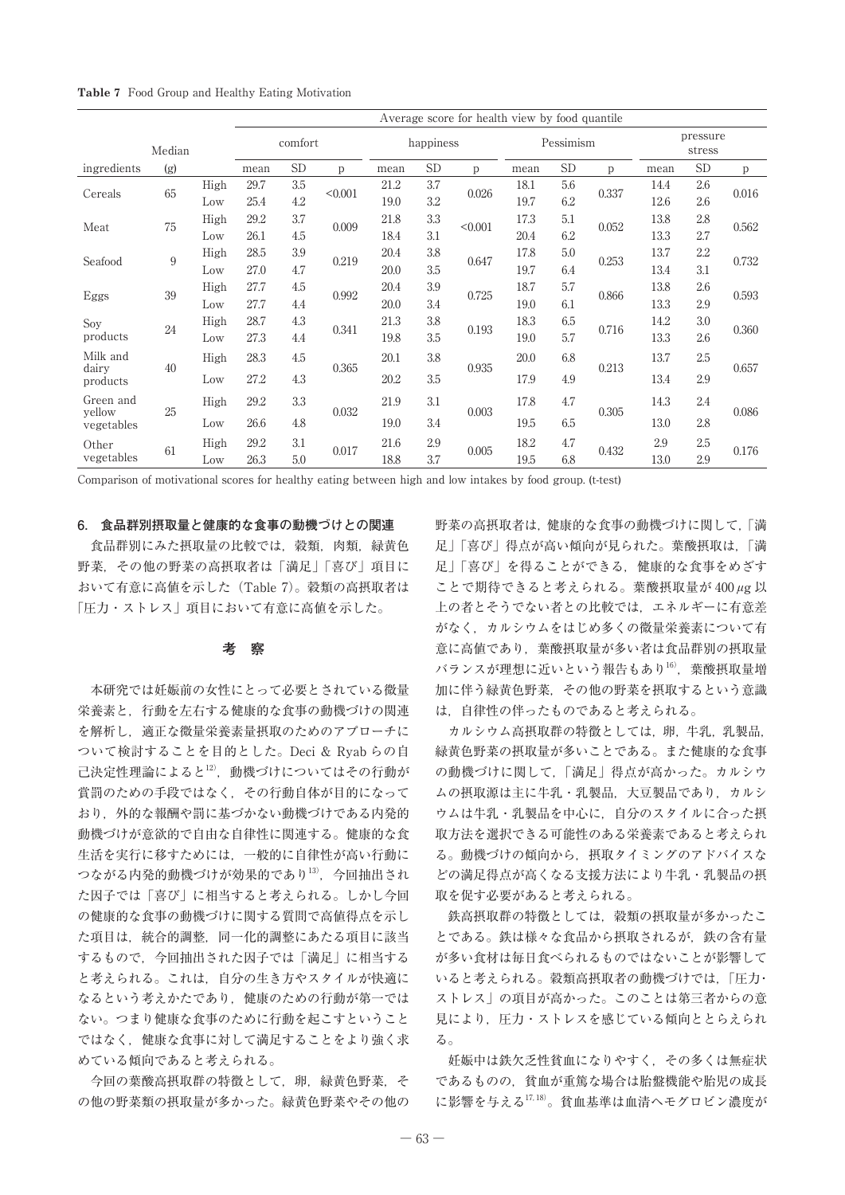**Table 7** Food Group and Healthy Eating Motivation

| ingredients | Median (g) | | Average score for health view by food quantile | | | | | | | | | | | |
|---|---|---|---|---|---|---|---|---|---|---|---|---|---|---|
| | | | comfort | | | happiness | | | Pessimism | | | pressure stress | | |
| | | | mean | SD | p | mean | SD | p | mean | SD | p | mean | SD | p |
| Cereals | 65 | High | 29.7 | 3.5 | <0.001 | 21.2 | 3.7 | 0.026 | 18.1 | 5.6 | 0.337 | 14.4 | 2.6 | 0.016 |
| | | Low | 25.4 | 4.2 | | 19.0 | 3.2 | | 19.7 | 6.2 | | 12.6 | 2.6 | |
| Meat | 75 | High | 29.2 | 3.7 | 0.009 | 21.8 | 3.3 | <0.001 | 17.3 | 5.1 | 0.052 | 13.8 | 2.8 | 0.562 |
| | | Low | 26.1 | 4.5 | | 18.4 | 3.1 | | 20.4 | 6.2 | | 13.3 | 2.7 | |
| Seafood | 9 | High | 28.5 | 3.9 | 0.219 | 20.4 | 3.8 | 0.647 | 17.8 | 5.0 | 0.253 | 13.7 | 2.2 | 0.732 |
| | | Low | 27.0 | 4.7 | | 20.0 | 3.5 | | 19.7 | 6.4 | | 13.4 | 3.1 | |
| Eggs | 39 | High | 27.7 | 4.5 | 0.992 | 20.4 | 3.9 | 0.725 | 18.7 | 5.7 | 0.866 | 13.8 | 2.6 | 0.593 |
| | | Low | 27.7 | 4.4 | | 20.0 | 3.4 | | 19.0 | 6.1 | | 13.3 | 2.9 | |
| Soy products | 24 | High | 28.7 | 4.3 | 0.341 | 21.3 | 3.8 | 0.193 | 18.3 | 6.5 | 0.716 | 14.2 | 3.0 | 0.360 |
| | | Low | 27.3 | 4.4 | | 19.8 | 3.5 | | 19.0 | 5.7 | | 13.3 | 2.6 | |
| Milk and dairy products | 40 | High | 28.3 | 4.5 | 0.365 | 20.1 | 3.8 | 0.935 | 20.0 | 6.8 | 0.213 | 13.7 | 2.5 | 0.657 |
| | | Low | 27.2 | 4.3 | | 20.2 | 3.5 | | 17.9 | 4.9 | | 13.4 | 2.9 | |
| Green and yellow vegetables | 25 | High | 29.2 | 3.3 | 0.032 | 21.9 | 3.1 | 0.003 | 17.8 | 4.7 | 0.305 | 14.3 | 2.4 | 0.086 |
| | | Low | 26.6 | 4.8 | | 19.0 | 3.4 | | 19.5 | 6.5 | | 13.0 | 2.8 | |
| Other vegetables | 61 | High | 29.2 | 3.1 | 0.017 | 21.6 | 2.9 | 0.005 | 18.2 | 4.7 | 0.432 | 2.9 | 2.5 | 0.176 |
| | | Low | 26.3 | 5.0 | | 18.8 | 3.7 | | 19.5 | 6.8 | | 13.0 | 2.9 | |

Comparison of motivational scores for healthy eating between high and low intakes by food group. (t-test)

### 6. 食品群別摂取量と健康的な食事の動機づけとの関連

食品群別にみた摂取量の比較では，穀類，肉類，緑黄色野菜，その他の野菜の高摂取者は「満足」「喜び」項目において有意に高値を示した（Table 7）。穀類の高摂取者は「圧力・ストレス」項目において有意に高値を示した。

## 考　察

本研究では妊娠前の女性にとって必要とされている微量栄養素と，行動を左右する健康的な食事の動機づけの関連を解析し，適正な微量栄養素量摂取のためのアプローチについて検討することを目的とした。Deci & Ryab らの自己決定性理論によると[12]，動機づけについてはその行動が賞罰のための手段ではなく，その行動自体が目的になっており，外的な報酬や罰に基づかない動機づけである内発的動機づけが意欲的で自由な自律性に関連する。健康的な食生活を実行に移すためには，一般的に自律性が高い行動につながる内発的動機づけが効果的であり[13]，今回抽出された因子では「喜び」に相当すると考えられる。しかし今回の健康的な食事の動機づけに関する質問で高値得点を示した項目は，統合的調整，同一化的調整にあたる項目に該当するもので，今回抽出された因子では「満足」に相当すると考えられる。これは，自分の生き方やスタイルが快適になるという考えかたであり，健康のための行動が第一ではない。つまり健康な食事のために行動を起こすということではなく，健康な食事に対して満足することをより強く求めている傾向であると考えられる。

今回の葉酸高摂取群の特徴として，卵，緑黄色野菜，その他の野菜類の摂取量が多かった。緑黄色野菜やその他の野菜の高摂取者は，健康的な食事の動機づけに関して，「満足」「喜び」得点が高い傾向が見られた。葉酸摂取は，「満足」「喜び」を得ることができる，健康的な食事をめざすことで期待できると考えられる。葉酸摂取量が 400 μg 以上の者とそうでない者との比較では，エネルギーに有意差がなく，カルシウムをはじめ多くの微量栄養素について有意に高値であり，葉酸摂取量が多い者は食品群別の摂取量バランスが理想に近いという報告もあり[16]，葉酸摂取量増加に伴う緑黄色野菜，その他の野菜を摂取するという意識は，自律性の伴ったものであると考えられる。

カルシウム高摂取群の特徴としては，卵，牛乳，乳製品，緑黄色野菜の摂取量が多いことである。また健康的な食事の動機づけに関して，「満足」得点が高かった。カルシウムの摂取源は主に牛乳・乳製品，大豆製品であり，カルシウムは牛乳・乳製品を中心に，自分のスタイルに合った摂取方法を選択できる可能性のある栄養素であると考えられる。動機づけの傾向から，摂取タイミングのアドバイスなどの満足得点が高くなる支援方法により牛乳・乳製品の摂取を促す必要があると考えられる。

鉄高摂取群の特徴としては，穀類の摂取量が多かったことである。鉄は様々な食品から摂取されるが，鉄の含有量が多い食材は毎日食べられるものではないことが影響していると考えられる。穀類高摂取者の動機づけでは，「圧力・ストレス」の項目が高かった。このことは第三者からの意見により，圧力・ストレスを感じている傾向ととらえられる。

妊娠中は鉄欠乏性貧血になりやすく，その多くは無症状であるものの，貧血が重篤な場合は胎盤機能や胎児の成長に影響を与える[17,18]。貧血基準は血清ヘモグロビン濃度が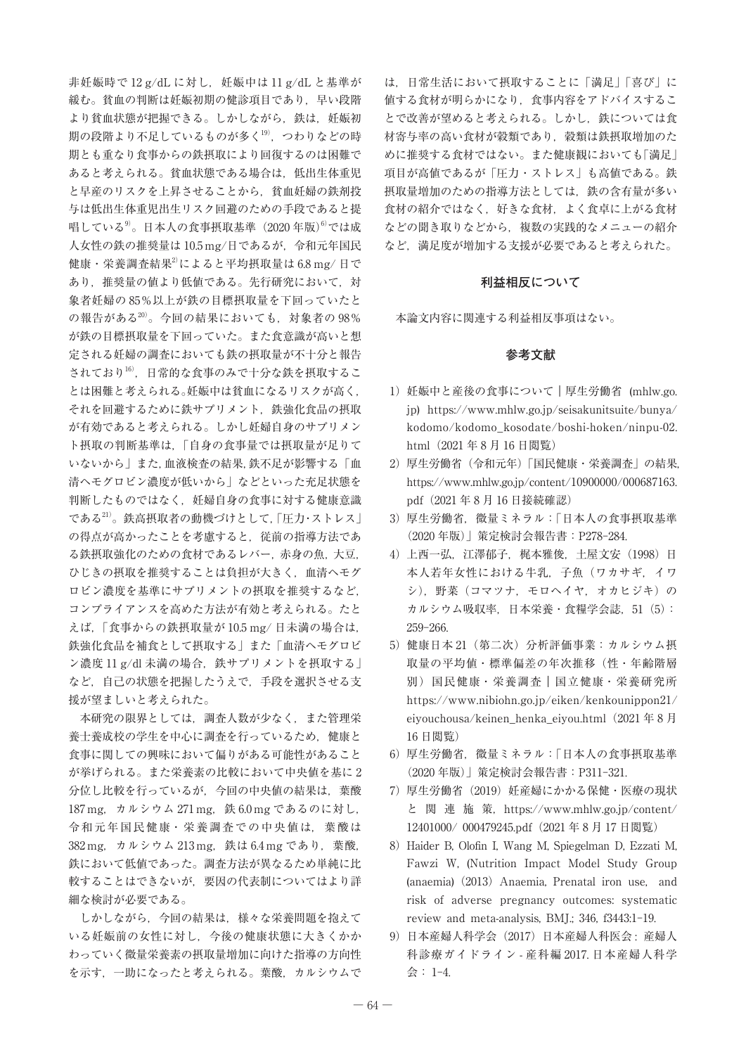非妊娠時で 12 g/dL に対し，妊娠中は 11 g/dL と基準が緩む。貧血の判断は妊娠初期の健診項目であり，早い段階より貧血状態が把握できる。しかしながら，鉄は，妊娠初期の段階より不足しているものが多く[19]，つわりなどの時期とも重なり食事からの鉄摂取により回復するのは困難であると考えられる。貧血状態である場合は，低出生体重児と早産のリスクを上昇させることから，貧血妊婦の鉄剤投与は低出生体重児出生リスク回避のための手段であると提唱している[9]。日本人の食事摂取基準（2020 年版）[6]では成人女性の鉄の推奨量は 10.5 mg/日であるが，令和元年国民健康・栄養調査結果[2]によると平均摂取量は 6.8 mg/ 日であり，推奨量の値より低値である。先行研究において，対象者妊婦の 85％以上が鉄の目標摂取量を下回っていたとの報告がある[20]。今回の結果においても，対象者の 98％が鉄の目標摂取量を下回っていた。また食意識が高いと想定される妊婦の調査においても鉄の摂取量が不十分と報告されており[16]，日常的な食事のみで十分な鉄を摂取することは困難と考えられる。妊娠中は貧血になるリスクが高く，それを回避するために鉄サプリメント，鉄強化食品の摂取が有効であると考えられる。しかし妊婦自身のサプリメント摂取の判断基準は，「自身の食事量では摂取量が足りていないから」また，血液検査の結果，鉄不足が影響する「血清ヘモグロビン濃度が低いから」などといった充足状態を判断したものではなく，妊婦自身の食事に対する健康意識である[21]。鉄高摂取者の動機づけとして，「圧力・ストレス」の得点が高かったことを考慮すると，従前の指導方法である鉄摂取強化のための食材であるレバー，赤身の魚，大豆，ひじきの摂取を推奨することは負担が大きく，血清ヘモグロビン濃度を基準にサプリメントの摂取を推奨するなど，コンプライアンスを高めた方法が有効と考えられる。たとえば，「食事からの鉄摂取量が 10.5 mg/ 日未満の場合は，鉄強化食品を補食として摂取する」また「血清ヘモグロビン濃度 11 g/dl 未満の場合，鉄サプリメントを摂取する」など，自己の状態を把握したうえで，手段を選択させる支援が望ましいと考えられた。

本研究の限界としては，調査人数が少なく，また管理栄養士養成校の学生を中心に調査を行っているため，健康と食事に関しての興味において偏りがある可能性があることが挙げられる。また栄養素の比較において中央値を基に 2 分位し比較を行っているが，今回の中央値の結果は，葉酸 187 mg，カルシウム 271 mg，鉄 6.0 mg であるのに対し，令和元年国民健康・栄養調査での中央値は，葉酸は 382 mg，カルシウム 213 mg，鉄は 6.4 mg であり，葉酸，鉄において低値であった。調査方法が異なるため単純に比較することはできないが，要因の代表制についてはより詳細な検討が必要である。

しかしながら，今回の結果は，様々な栄養問題を抱えている妊娠前の女性に対し，今後の健康状態に大きくかかわっていく微量栄養素の摂取量増加に向けた指導の方向性を示す，一助になったと考えられる。葉酸，カルシウムでは，日常生活において摂取することに「満足」「喜び」に値する食材が明らかになり，食事内容をアドバイスすることで改善が望めると考えられる。しかし，鉄については食材寄与率の高い食材が穀類であり，穀類は鉄摂取増加のために推奨する食材ではない。また健康観においても「満足」項目が高値であるが「圧力・ストレス」も高値である。鉄摂取量増加のための指導方法としては，鉄の含有量が多い食材の紹介ではなく，好きな食材，よく食卓に上がる食材などの聞き取りなどから，複数の実践的なメニューの紹介など，満足度が増加する支援が必要であると考えられた。

## 利益相反について

本論文内容に関連する利益相反事項はない。

## 参考文献

1) 妊娠中と産後の食事について｜厚生労働省（mhlw.go.jp）https://www.mhlw.go.jp/seisakunitsuite/bunya/kodomo/kodomo_kosodate/boshi-hoken/ninpu-02.html（2021 年 8 月 16 日閲覧）
2) 厚生労働省（令和元年）「国民健康・栄養調査」の結果，https://www.mhlw.go.jp/content/10900000/000687163.pdf（2021 年 8 月 16 日接続確認）
3) 厚生労働省，微量ミネラル：「日本人の食事摂取基準（2020 年版）」策定検討会報告書：P278-284.
4) 上西一弘，江澤郁子，梶本雅俊，土屋文安（1998）日本人若年女性における牛乳，子魚（ワカサギ，イワシ），野菜（コマツナ，モロヘイヤ，オカヒジキ）のカルシウム吸収率，日本栄養・食糧学会誌，51（5）：259-266.
5) 健康日本 21（第二次）分析評価事業：カルシウム摂取量の平均値・標準偏差の年次推移（性・年齢階層別）国民健康・栄養調査｜国立健康・栄養研究所 https://www.nibiohn.go.jp/eiken/kenkounippon21/eiyouchousa/keinen_henka_eiyou.html（2021 年 8 月 16 日閲覧）
6) 厚生労働省，微量ミネラル：「日本人の食事摂取基準（2020 年版）」策定検討会報告書：P311-321.
7) 厚生労働省（2019）妊産婦にかかる保健・医療の現状と関連施策，https://www.mhlw.go.jp/content/12401000/ 000479245.pdf（2021 年 8 月 17 日閲覧）
8) Haider B, Olofin I, Wang M, Spiegelman D, Ezzati M, Fawzi W, (Nutrition Impact Model Study Group (anaemia)（2013）Anaemia, Prenatal iron use, and risk of adverse pregnancy outcomes: systematic review and meta-analysis, BMJ.; 346, f3443:1-19.
9) 日本産婦人科学会（2017）日本産婦人科医会：産婦人科診療ガイドライン - 産科編 2017. 日本産婦人科学会：1-4.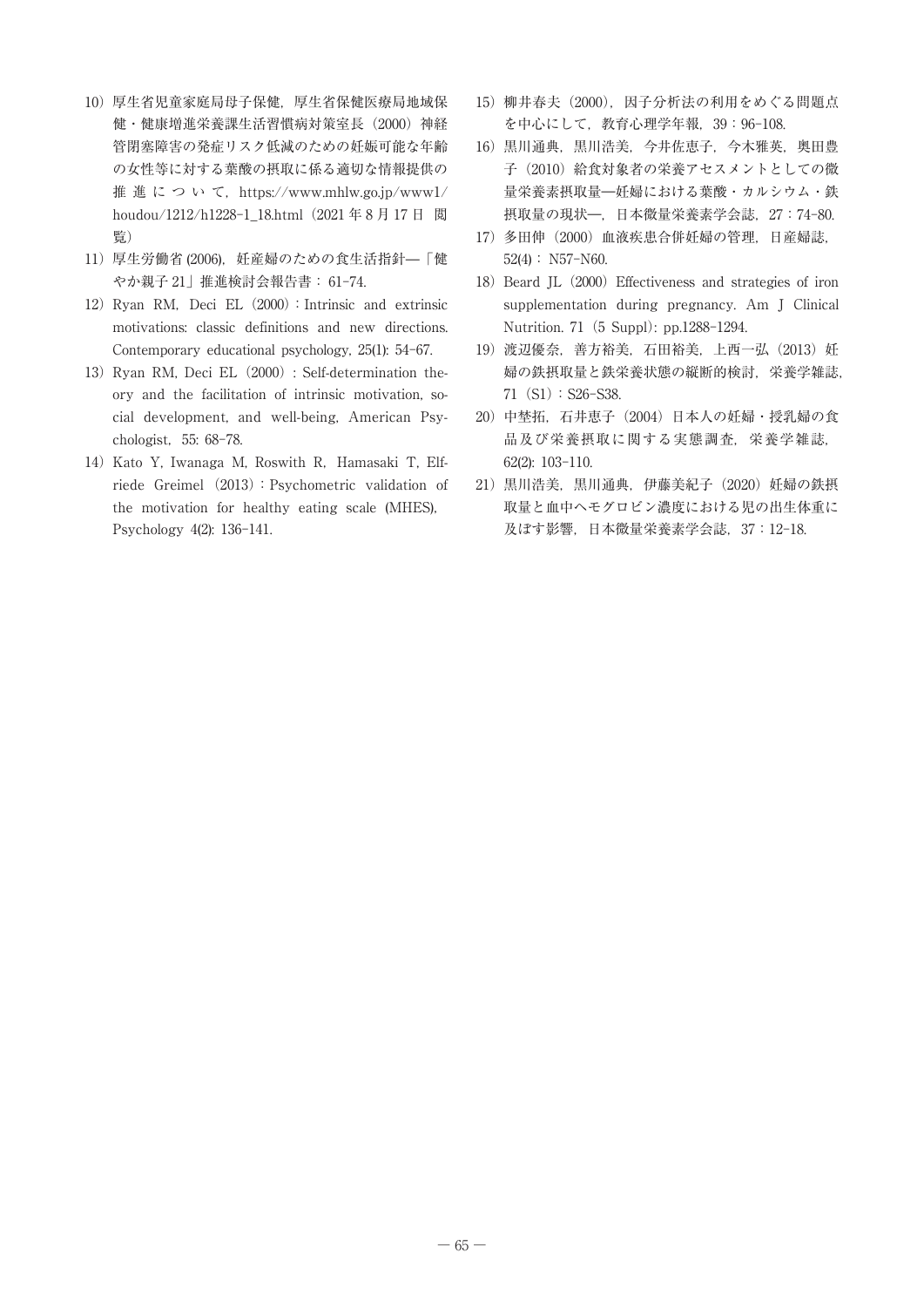10）厚生省児童家庭局母子保健，厚生省保健医療局地域保健・健康増進栄養課生活習慣病対策室長（2000）神経管閉塞障害の発症リスク低減のための妊娠可能な年齢の女性等に対する葉酸の摂取に係る適切な情報提供の推進について，https://www.mhlw.go.jp/www1/houdou/1212/h1228-1_18.html（2021 年 8 月 17 日 閲覧）

11）厚生労働省 (2006)，妊産婦のための食生活指針―「健やか親子 21」推進検討会報告書： 61-74.

12）Ryan RM, Deci EL（2000）：Intrinsic and extrinsic motivations: classic definitions and new directions. Contemporary educational psychology, 25(1): 54-67.

13）Ryan RM, Deci EL（2000）: Self-determination theory and the facilitation of intrinsic motivation, social development, and well-being, American Psychologist，55: 68-78.

14）Kato Y, Iwanaga M, Roswith R，Hamasaki T, Elfriede Greimel（2013）：Psychometric validation of the motivation for healthy eating scale (MHES)，Psychology 4(2): 136-141.

15）柳井春夫（2000），因子分析法の利用をめぐる問題点を中心にして，教育心理学年報，39：96-108.

16）黒川通典，黒川浩美，今井佐恵子，今木雅英，奥田豊子（2010）給食対象者の栄養アセスメントとしての微量栄養素摂取量―妊婦における葉酸・カルシウム・鉄摂取量の現状―，日本微量栄養素学会誌，27：74-80.

17）多田伸（2000）血液疾患合併妊婦の管理，日産婦誌，52(4)： N57-N60.

18）Beard JL（2000）Effectiveness and strategies of iron supplementation during pregnancy. Am J Clinical Nutrition. 71（5 Suppl）: pp.1288-1294.

19）渡辺優奈，善方裕美，石田裕美，上西一弘（2013）妊婦の鉄摂取量と鉄栄養状態の縦断的検討，栄養学雑誌，71（S1）：S26-S38.

20）中埜拓，石井恵子（2004）日本人の妊婦・授乳婦の食品及び栄養摂取に関する実態調査，栄養学雑誌，62(2): 103-110.

21）黒川浩美，黒川通典，伊藤美紀子（2020）妊婦の鉄摂取量と血中ヘモグロビン濃度における児の出生体重に及ぼす影響，日本微量栄養素学会誌，37：12-18.